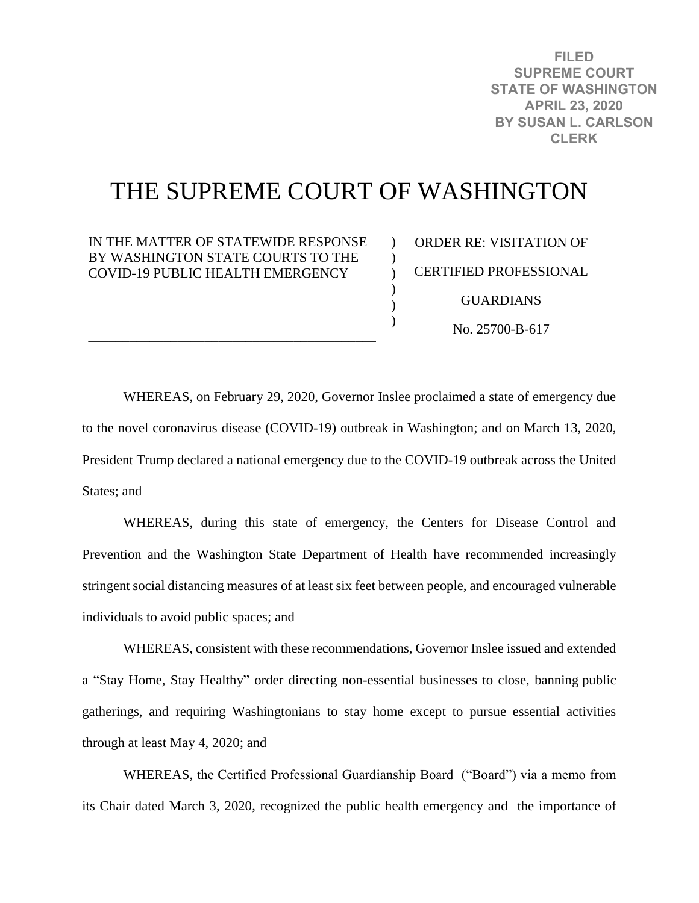**FILED**
**SUPREME COURT**
**STATE OF WASHINGTON**
**APRIL 23, 2020**
**BY SUSAN L. CARLSON**
**CLERK**

# THE SUPREME COURT OF WASHINGTON

| IN THE MATTER OF STATEWIDE RESPONSE BY WASHINGTON STATE COURTS TO THE COVID-19 PUBLIC HEALTH EMERGENCY | ORDER RE: VISITATION OF CERTIFIED PROFESSIONAL GUARDIANS<br>No. 25700-B-617 |
| --- | --- |

WHEREAS, on February 29, 2020, Governor Inslee proclaimed a state of emergency due to the novel coronavirus disease (COVID-19) outbreak in Washington; and on March 13, 2020, President Trump declared a national emergency due to the COVID-19 outbreak across the United States; and

WHEREAS, during this state of emergency, the Centers for Disease Control and Prevention and the Washington State Department of Health have recommended increasingly stringent social distancing measures of at least six feet between people, and encouraged vulnerable individuals to avoid public spaces; and

WHEREAS, consistent with these recommendations, Governor Inslee issued and extended a "Stay Home, Stay Healthy" order directing non-essential businesses to close, banning public gatherings, and requiring Washingtonians to stay home except to pursue essential activities through at least May 4, 2020; and

WHEREAS, the Certified Professional Guardianship Board ("Board") via a memo from its Chair dated March 3, 2020, recognized the public health emergency and the importance of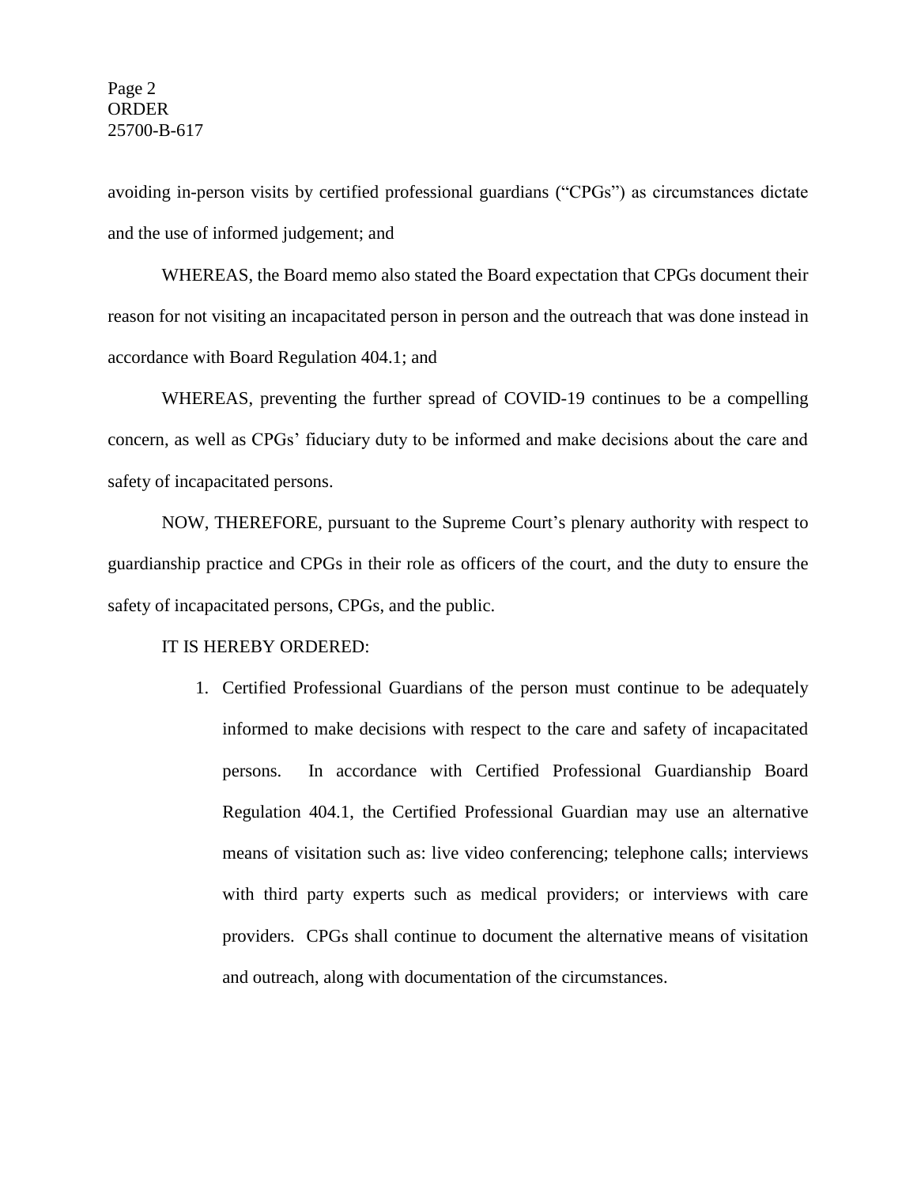avoiding in-person visits by certified professional guardians ("CPGs") as circumstances dictate and the use of informed judgement; and

WHEREAS, the Board memo also stated the Board expectation that CPGs document their reason for not visiting an incapacitated person in person and the outreach that was done instead in accordance with Board Regulation 404.1; and

WHEREAS, preventing the further spread of COVID-19 continues to be a compelling concern, as well as CPGs' fiduciary duty to be informed and make decisions about the care and safety of incapacitated persons.

NOW, THEREFORE, pursuant to the Supreme Court's plenary authority with respect to guardianship practice and CPGs in their role as officers of the court, and the duty to ensure the safety of incapacitated persons, CPGs, and the public.

IT IS HEREBY ORDERED:

1. Certified Professional Guardians of the person must continue to be adequately informed to make decisions with respect to the care and safety of incapacitated persons. In accordance with Certified Professional Guardianship Board Regulation 404.1, the Certified Professional Guardian may use an alternative means of visitation such as: live video conferencing; telephone calls; interviews with third party experts such as medical providers; or interviews with care providers. CPGs shall continue to document the alternative means of visitation and outreach, along with documentation of the circumstances.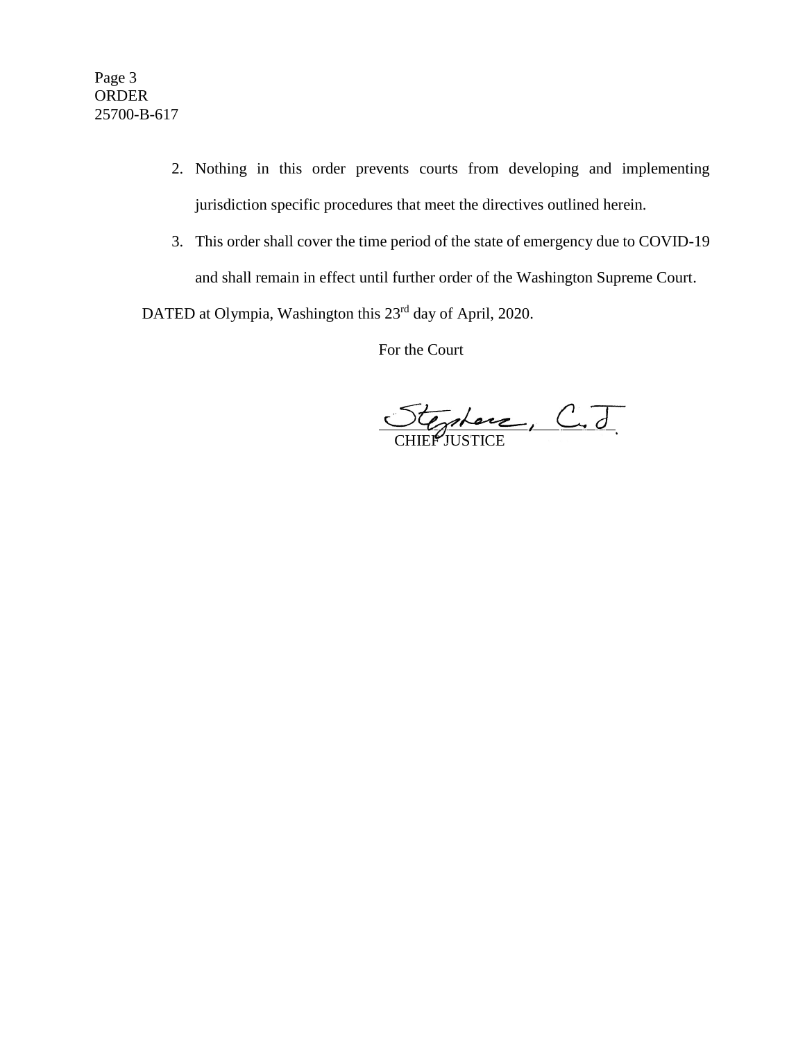2. Nothing in this order prevents courts from developing and implementing jurisdiction specific procedures that meet the directives outlined herein.
3. This order shall cover the time period of the state of emergency due to COVID-19 and shall remain in effect until further order of the Washington Supreme Court.

DATED at Olympia, Washington this 23rd day of April, 2020.

For the Court

Stephens, C.J.

CHIEF JUSTICE